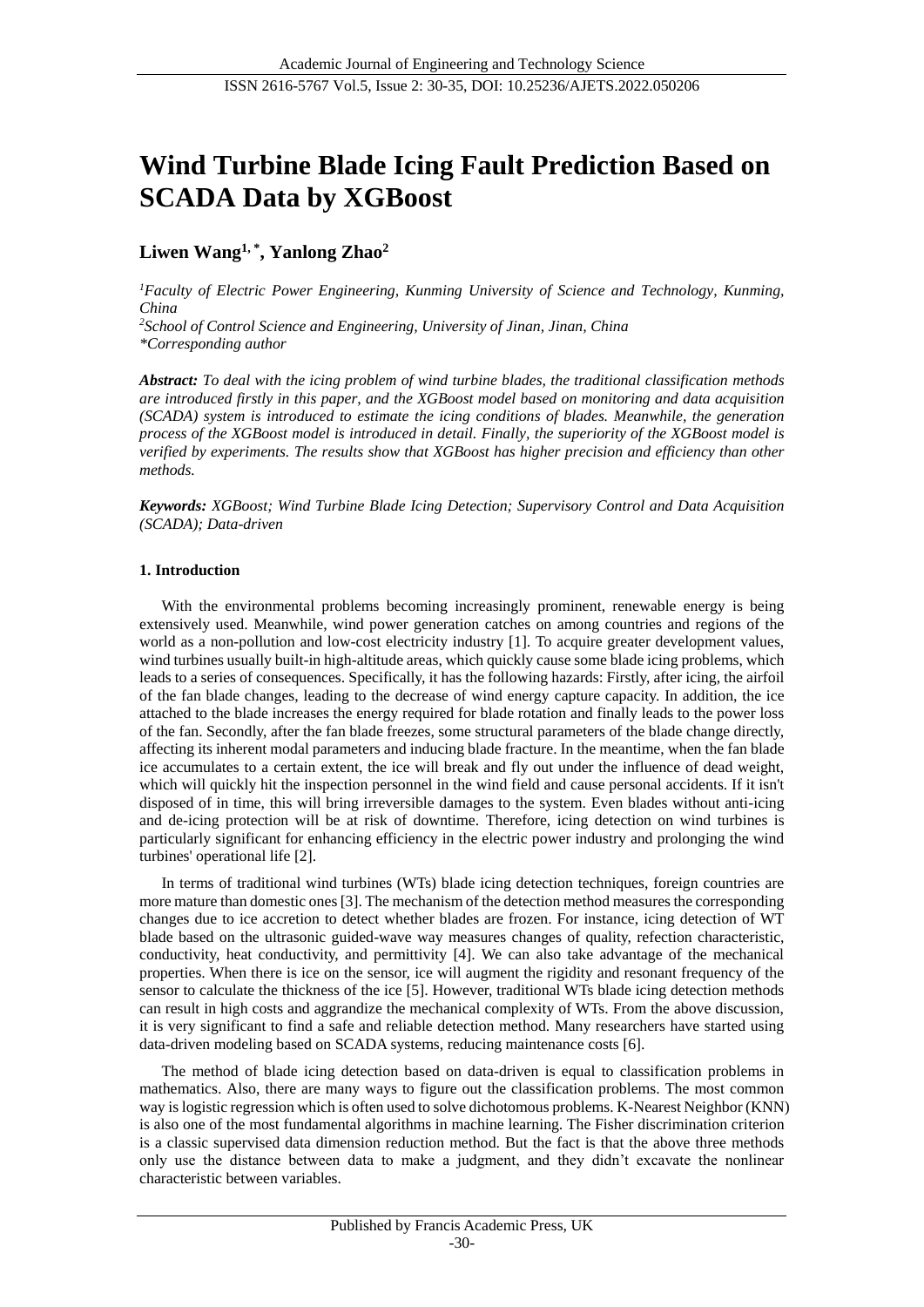# Wind Turbine Blade Icing Fault Prediction Based on SCADA Data by XGBoost

**Liwen Wang[1,*], Yanlong Zhao[2]**

*[1]Faculty of Electric Power Engineering, Kunming University of Science and Technology, Kunming, China*

*[2]School of Control Science and Engineering, University of Jinan, Jinan, China*

*\*Corresponding author*

***Abstract:*** *To deal with the icing problem of wind turbine blades, the traditional classification methods are introduced firstly in this paper, and the XGBoost model based on monitoring and data acquisition (SCADA) system is introduced to estimate the icing conditions of blades. Meanwhile, the generation process of the XGBoost model is introduced in detail. Finally, the superiority of the XGBoost model is verified by experiments. The results show that XGBoost has higher precision and efficiency than other methods.*

***Keywords:*** *XGBoost; Wind Turbine Blade Icing Detection; Supervisory Control and Data Acquisition (SCADA); Data-driven*

## 1. Introduction

With the environmental problems becoming increasingly prominent, renewable energy is being extensively used. Meanwhile, wind power generation catches on among countries and regions of the world as a non-pollution and low-cost electricity industry [1]. To acquire greater development values, wind turbines usually built-in high-altitude areas, which quickly cause some blade icing problems, which leads to a series of consequences. Specifically, it has the following hazards: Firstly, after icing, the airfoil of the fan blade changes, leading to the decrease of wind energy capture capacity. In addition, the ice attached to the blade increases the energy required for blade rotation and finally leads to the power loss of the fan. Secondly, after the fan blade freezes, some structural parameters of the blade change directly, affecting its inherent modal parameters and inducing blade fracture. In the meantime, when the fan blade ice accumulates to a certain extent, the ice will break and fly out under the influence of dead weight, which will quickly hit the inspection personnel in the wind field and cause personal accidents. If it isn't disposed of in time, this will bring irreversible damages to the system. Even blades without anti-icing and de-icing protection will be at risk of downtime. Therefore, icing detection on wind turbines is particularly significant for enhancing efficiency in the electric power industry and prolonging the wind turbines' operational life [2].

In terms of traditional wind turbines (WTs) blade icing detection techniques, foreign countries are more mature than domestic ones [3]. The mechanism of the detection method measures the corresponding changes due to ice accretion to detect whether blades are frozen. For instance, icing detection of WT blade based on the ultrasonic guided-wave way measures changes of quality, refection characteristic, conductivity, heat conductivity, and permittivity [4]. We can also take advantage of the mechanical properties. When there is ice on the sensor, ice will augment the rigidity and resonant frequency of the sensor to calculate the thickness of the ice [5]. However, traditional WTs blade icing detection methods can result in high costs and aggrandize the mechanical complexity of WTs. From the above discussion, it is very significant to find a safe and reliable detection method. Many researchers have started using data-driven modeling based on SCADA systems, reducing maintenance costs [6].

The method of blade icing detection based on data-driven is equal to classification problems in mathematics. Also, there are many ways to figure out the classification problems. The most common way is logistic regression which is often used to solve dichotomous problems. K-Nearest Neighbor (KNN) is also one of the most fundamental algorithms in machine learning. The Fisher discrimination criterion is a classic supervised data dimension reduction method. But the fact is that the above three methods only use the distance between data to make a judgment, and they didn't excavate the nonlinear characteristic between variables.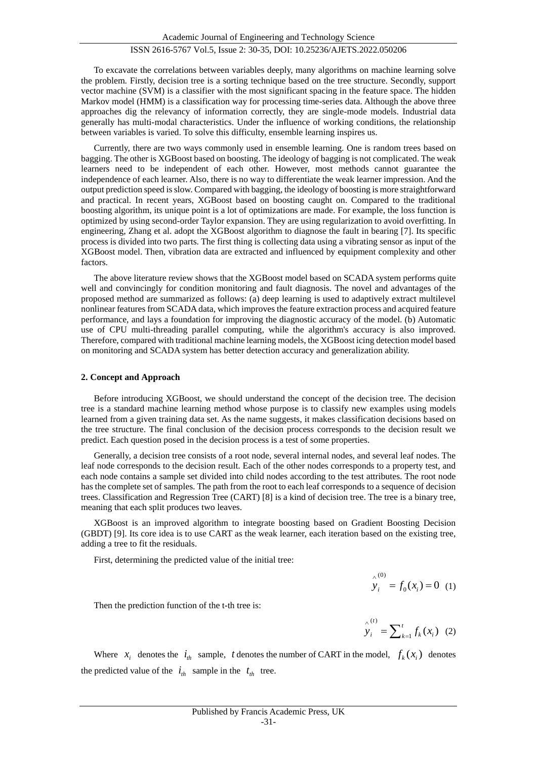To excavate the correlations between variables deeply, many algorithms on machine learning solve the problem. Firstly, decision tree is a sorting technique based on the tree structure. Secondly, support vector machine (SVM) is a classifier with the most significant spacing in the feature space. The hidden Markov model (HMM) is a classification way for processing time-series data. Although the above three approaches dig the relevancy of information correctly, they are single-mode models. Industrial data generally has multi-modal characteristics. Under the influence of working conditions, the relationship between variables is varied. To solve this difficulty, ensemble learning inspires us.

Currently, there are two ways commonly used in ensemble learning. One is random trees based on bagging. The other is XGBoost based on boosting. The ideology of bagging is not complicated. The weak learners need to be independent of each other. However, most methods cannot guarantee the independence of each learner. Also, there is no way to differentiate the weak learner impression. And the output prediction speed is slow. Compared with bagging, the ideology of boosting is more straightforward and practical. In recent years, XGBoost based on boosting caught on. Compared to the traditional boosting algorithm, its unique point is a lot of optimizations are made. For example, the loss function is optimized by using second-order Taylor expansion. They are using regularization to avoid overfitting. In engineering, Zhang et al. adopt the XGBoost algorithm to diagnose the fault in bearing [7]. Its specific process is divided into two parts. The first thing is collecting data using a vibrating sensor as input of the XGBoost model. Then, vibration data are extracted and influenced by equipment complexity and other factors.

The above literature review shows that the XGBoost model based on SCADA system performs quite well and convincingly for condition monitoring and fault diagnosis. The novel and advantages of the proposed method are summarized as follows: (a) deep learning is used to adaptively extract multilevel nonlinear features from SCADA data, which improves the feature extraction process and acquired feature performance, and lays a foundation for improving the diagnostic accuracy of the model. (b) Automatic use of CPU multi-threading parallel computing, while the algorithm's accuracy is also improved. Therefore, compared with traditional machine learning models, the XGBoost icing detection model based on monitoring and SCADA system has better detection accuracy and generalization ability.

## 2. Concept and Approach

Before introducing XGBoost, we should understand the concept of the decision tree. The decision tree is a standard machine learning method whose purpose is to classify new examples using models learned from a given training data set. As the name suggests, it makes classification decisions based on the tree structure. The final conclusion of the decision process corresponds to the decision result we predict. Each question posed in the decision process is a test of some properties.

Generally, a decision tree consists of a root node, several internal nodes, and several leaf nodes. The leaf node corresponds to the decision result. Each of the other nodes corresponds to a property test, and each node contains a sample set divided into child nodes according to the test attributes. The root node has the complete set of samples. The path from the root to each leaf corresponds to a sequence of decision trees. Classification and Regression Tree (CART) [8] is a kind of decision tree. The tree is a binary tree, meaning that each split produces two leaves.

XGBoost is an improved algorithm to integrate boosting based on Gradient Boosting Decision (GBDT) [9]. Its core idea is to use CART as the weak learner, each iteration based on the existing tree, adding a tree to fit the residuals.

First, determining the predicted value of the initial tree:

$$\hat{y}_i^{(0)} = f_0(x_i) = 0 \quad (1)$$

Then the prediction function of the t-th tree is:

$$\hat{y}_i^{(t)} = \sum_{k=1}^{t} f_k(x_i) \quad (2)$$

Where $x_i$ denotes the $i_{th}$ sample, $t$ denotes the number of CART in the model, $f_k(x_i)$ denotes the predicted value of the $i_{th}$ sample in the $t_{th}$ tree.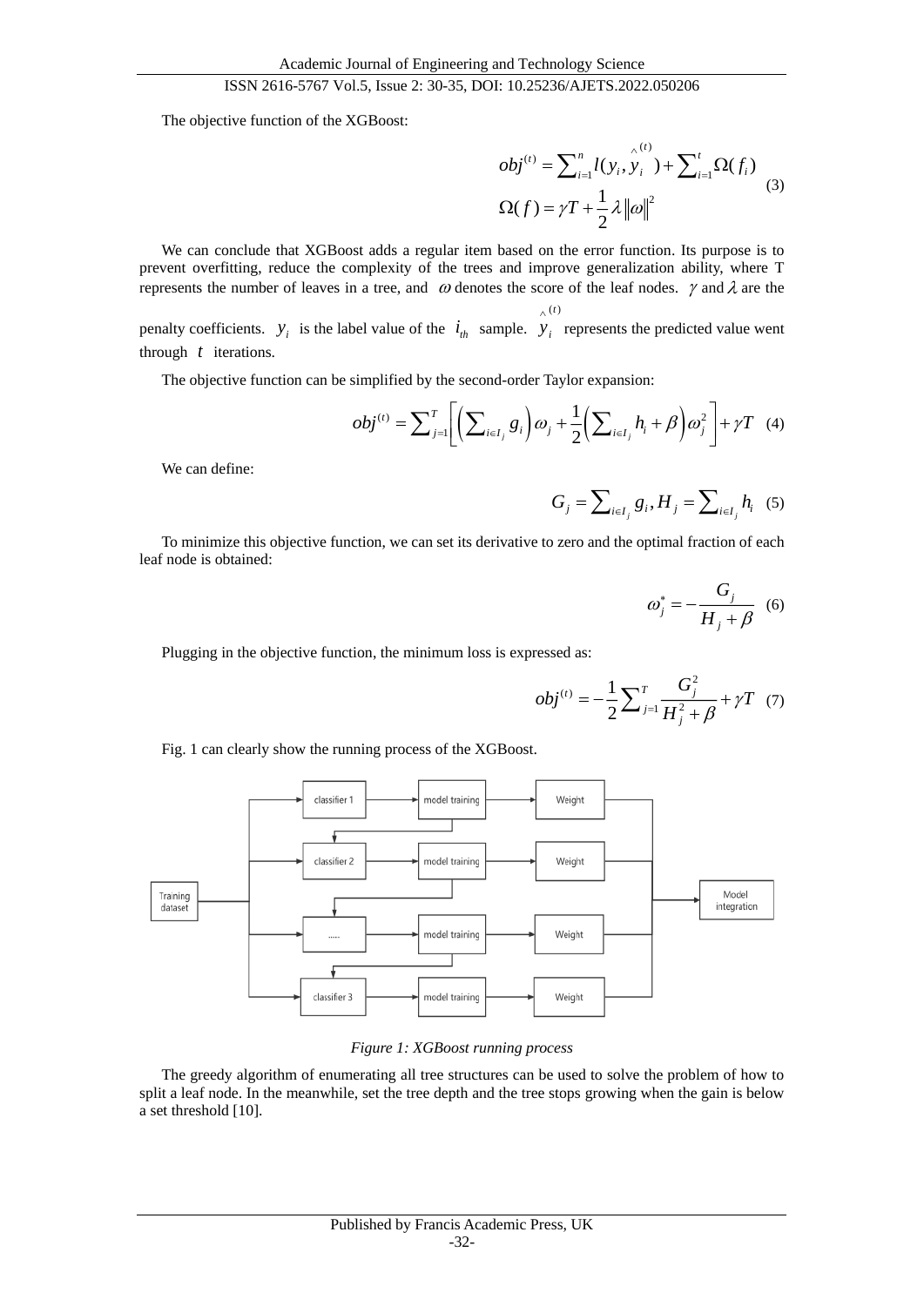The objective function of the XGBoost:

$$obj^{(t)} = \sum_{i=1}^{n} l(y_i, \hat{y}_i^{(t)}) + \sum_{i=1}^{t} \Omega(f_i)$$
$$\Omega(f) = \gamma T + \frac{1}{2}\lambda \|\omega\|^2 \quad (3)$$

We can conclude that XGBoost adds a regular item based on the error function. Its purpose is to prevent overfitting, reduce the complexity of the trees and improve generalization ability, where T represents the number of leaves in a tree, and $\omega$ denotes the score of the leaf nodes. $\gamma$ and $\lambda$ are the penalty coefficients. $y_i$ is the label value of the $i_{th}$ sample. $\hat{y}_i^{(t)}$ represents the predicted value went through $t$ iterations.

The objective function can be simplified by the second-order Taylor expansion:

$$obj^{(t)} = \sum_{j=1}^{T} \left[ \left( \sum_{i \in I_j} g_i \right) \omega_j + \frac{1}{2} \left( \sum_{i \in I_j} h_i + \beta \right) \omega_j^2 \right] + \gamma T \quad (4)$$

We can define:

$$G_j = \sum_{i \in I_j} g_i, H_j = \sum_{i \in I_j} h_i \quad (5)$$

To minimize this objective function, we can set its derivative to zero and the optimal fraction of each leaf node is obtained:

$$\omega_j^* = -\frac{G_j}{H_j + \beta} \quad (6)$$

Plugging in the objective function, the minimum loss is expressed as:

$$obj^{(t)} = -\frac{1}{2} \sum_{j=1}^{T} \frac{G_j^2}{H_j^2 + \beta} + \gamma T \quad (7)$$

Fig. 1 can clearly show the running process of the XGBoost.

Figure 1: XGBoost running process

The greedy algorithm of enumerating all tree structures can be used to solve the problem of how to split a leaf node. In the meanwhile, set the tree depth and the tree stops growing when the gain is below a set threshold [10].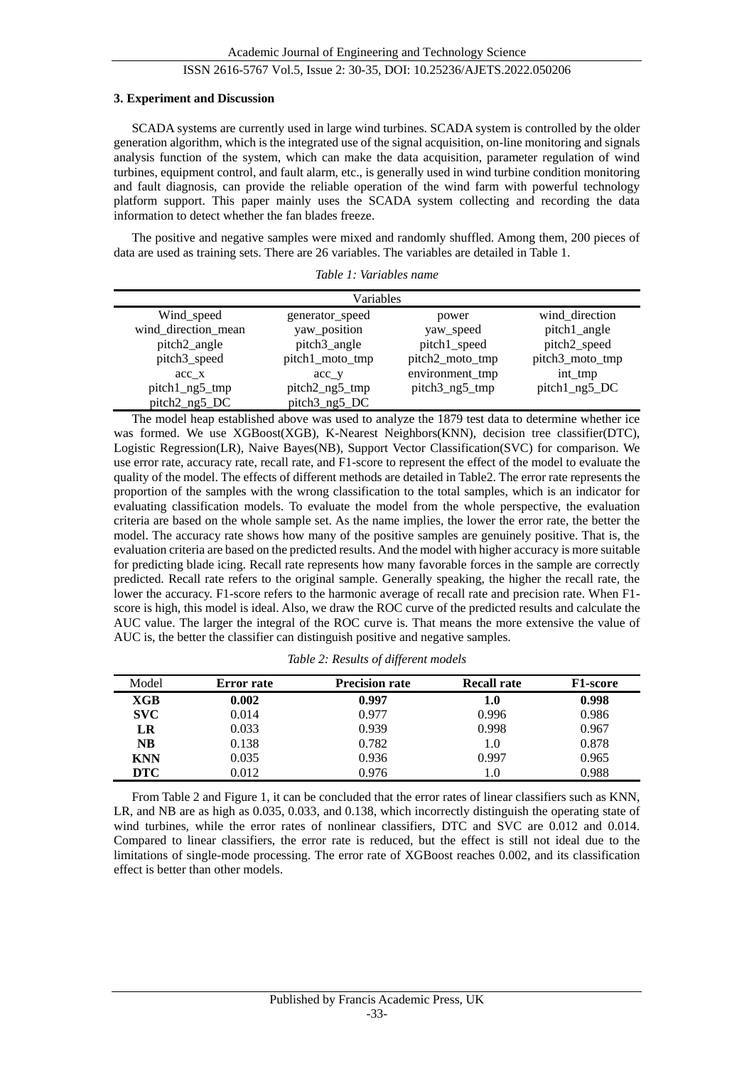### 3. Experiment and Discussion

SCADA systems are currently used in large wind turbines. SCADA system is controlled by the older generation algorithm, which is the integrated use of the signal acquisition, on-line monitoring and signals analysis function of the system, which can make the data acquisition, parameter regulation of wind turbines, equipment control, and fault alarm, etc., is generally used in wind turbine condition monitoring and fault diagnosis, can provide the reliable operation of the wind farm with powerful technology platform support. This paper mainly uses the SCADA system collecting and recording the data information to detect whether the fan blades freeze.

The positive and negative samples were mixed and randomly shuffled. Among them, 200 pieces of data are used as training sets. There are 26 variables. The variables are detailed in Table 1.

*Table 1: Variables name*

| Variables | | | |
|---|---|---|---|
| Wind_speed | generator_speed | power | wind_direction |
| wind_direction_mean | yaw_position | yaw_speed | pitch1_angle |
| pitch2_angle | pitch3_angle | pitch1_speed | pitch2_speed |
| pitch3_speed | pitch1_moto_tmp | pitch2_moto_tmp | pitch3_moto_tmp |
| acc_x | acc_y | environment_tmp | int_tmp |
| pitch1_ng5_tmp | pitch2_ng5_tmp | pitch3_ng5_tmp | pitch1_ng5_DC |
| pitch2_ng5_DC | pitch3_ng5_DC | | |

The model heap established above was used to analyze the 1879 test data to determine whether ice was formed. We use XGBoost(XGB), K-Nearest Neighbors(KNN), decision tree classifier(DTC), Logistic Regression(LR), Naive Bayes(NB), Support Vector Classification(SVC) for comparison. We use error rate, accuracy rate, recall rate, and F1-score to represent the effect of the model to evaluate the quality of the model. The effects of different methods are detailed in Table2. The error rate represents the proportion of the samples with the wrong classification to the total samples, which is an indicator for evaluating classification models. To evaluate the model from the whole perspective, the evaluation criteria are based on the whole sample set. As the name implies, the lower the error rate, the better the model. The accuracy rate shows how many of the positive samples are genuinely positive. That is, the evaluation criteria are based on the predicted results. And the model with higher accuracy is more suitable for predicting blade icing. Recall rate represents how many favorable forces in the sample are correctly predicted. Recall rate refers to the original sample. Generally speaking, the higher the recall rate, the lower the accuracy. F1-score refers to the harmonic average of recall rate and precision rate. When F1-score is high, this model is ideal. Also, we draw the ROC curve of the predicted results and calculate the AUC value. The larger the integral of the ROC curve is. That means the more extensive the value of AUC is, the better the classifier can distinguish positive and negative samples.

*Table 2: Results of different models*

| Model | **Error rate** | **Precision rate** | **Recall rate** | **F1-score** |
|---|---|---|---|---|
| **XGB** | **0.002** | **0.997** | **1.0** | **0.998** |
| **SVC** | 0.014 | 0.977 | 0.996 | 0.986 |
| **LR** | 0.033 | 0.939 | 0.998 | 0.967 |
| **NB** | 0.138 | 0.782 | 1.0 | 0.878 |
| **KNN** | 0.035 | 0.936 | 0.997 | 0.965 |
| **DTC** | 0.012 | 0.976 | 1.0 | 0.988 |

From Table 2 and Figure 1, it can be concluded that the error rates of linear classifiers such as KNN, LR, and NB are as high as 0.035, 0.033, and 0.138, which incorrectly distinguish the operating state of wind turbines, while the error rates of nonlinear classifiers, DTC and SVC are 0.012 and 0.014. Compared to linear classifiers, the error rate is reduced, but the effect is still not ideal due to the limitations of single-mode processing. The error rate of XGBoost reaches 0.002, and its classification effect is better than other models.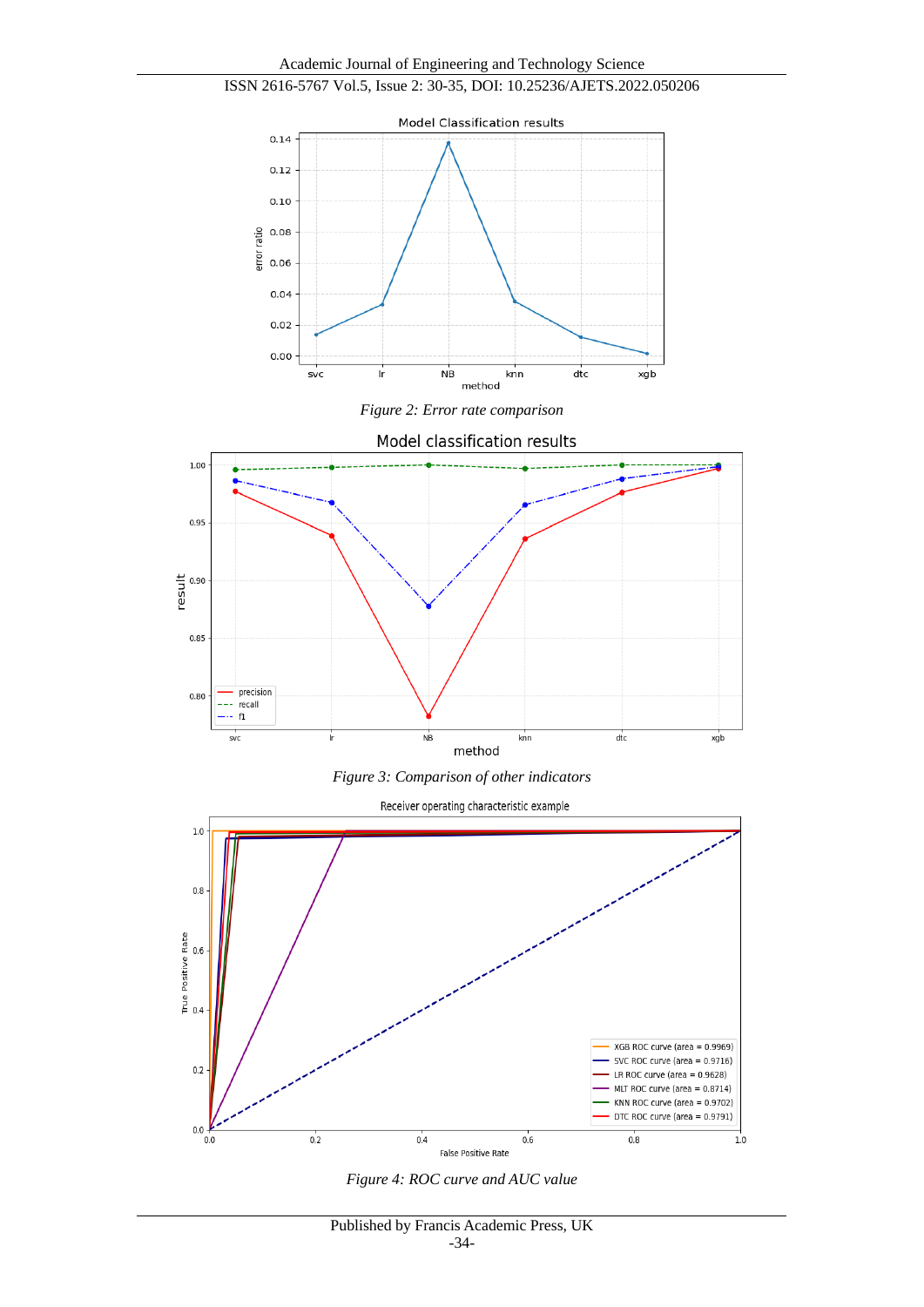Figure 2: Error rate comparison

Figure 3: Comparison of other indicators

Figure 4: ROC curve and AUC value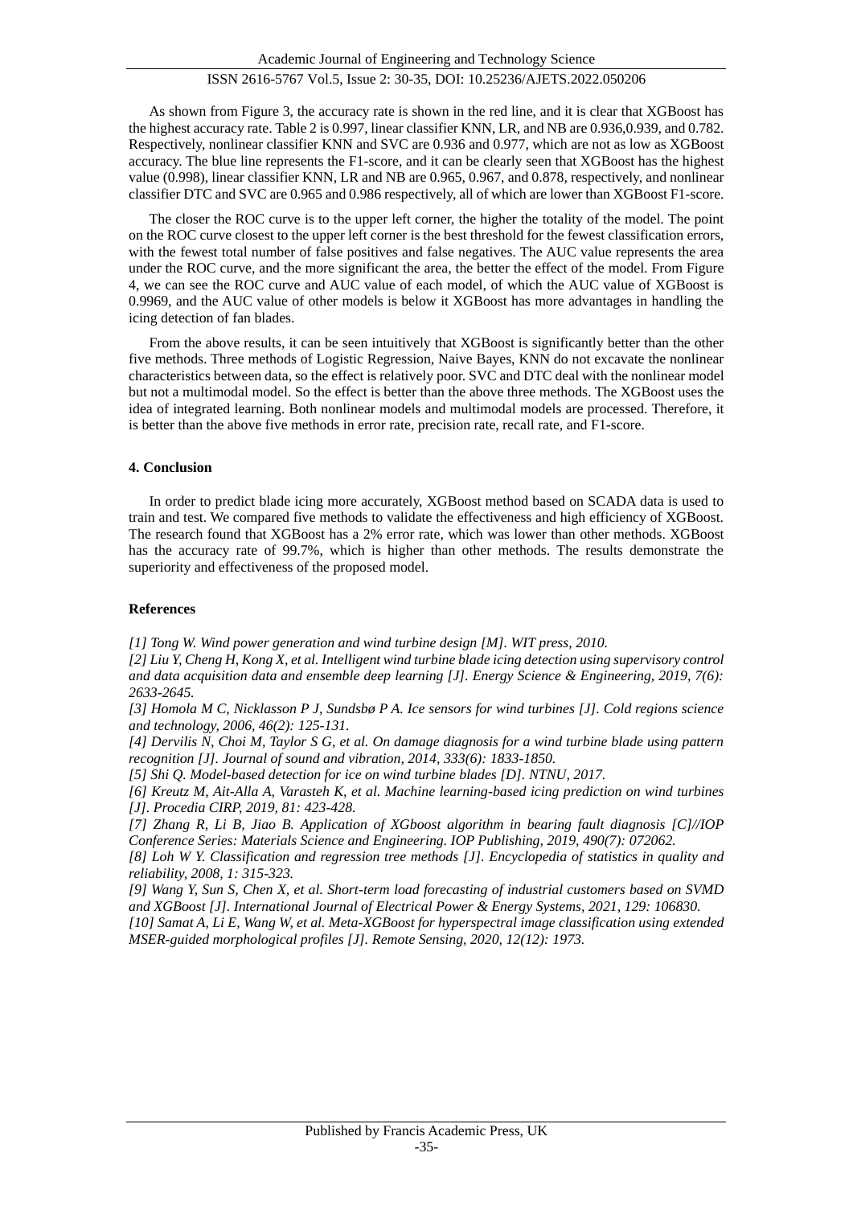As shown from Figure 3, the accuracy rate is shown in the red line, and it is clear that XGBoost has the highest accuracy rate. Table 2 is 0.997, linear classifier KNN, LR, and NB are 0.936,0.939, and 0.782. Respectively, nonlinear classifier KNN and SVC are 0.936 and 0.977, which are not as low as XGBoost accuracy. The blue line represents the F1-score, and it can be clearly seen that XGBoost has the highest value (0.998), linear classifier KNN, LR and NB are 0.965, 0.967, and 0.878, respectively, and nonlinear classifier DTC and SVC are 0.965 and 0.986 respectively, all of which are lower than XGBoost F1-score.

The closer the ROC curve is to the upper left corner, the higher the totality of the model. The point on the ROC curve closest to the upper left corner is the best threshold for the fewest classification errors, with the fewest total number of false positives and false negatives. The AUC value represents the area under the ROC curve, and the more significant the area, the better the effect of the model. From Figure 4, we can see the ROC curve and AUC value of each model, of which the AUC value of XGBoost is 0.9969, and the AUC value of other models is below it XGBoost has more advantages in handling the icing detection of fan blades.

From the above results, it can be seen intuitively that XGBoost is significantly better than the other five methods. Three methods of Logistic Regression, Naive Bayes, KNN do not excavate the nonlinear characteristics between data, so the effect is relatively poor. SVC and DTC deal with the nonlinear model but not a multimodal model. So the effect is better than the above three methods. The XGBoost uses the idea of integrated learning. Both nonlinear models and multimodal models are processed. Therefore, it is better than the above five methods in error rate, precision rate, recall rate, and F1-score.

## 4. Conclusion

In order to predict blade icing more accurately, XGBoost method based on SCADA data is used to train and test. We compared five methods to validate the effectiveness and high efficiency of XGBoost. The research found that XGBoost has a 2% error rate, which was lower than other methods. XGBoost has the accuracy rate of 99.7%, which is higher than other methods. The results demonstrate the superiority and effectiveness of the proposed model.

## References

*[1] Tong W. Wind power generation and wind turbine design [M]. WIT press, 2010.*

*[2] Liu Y, Cheng H, Kong X, et al. Intelligent wind turbine blade icing detection using supervisory control and data acquisition data and ensemble deep learning [J]. Energy Science & Engineering, 2019, 7(6): 2633-2645.*

*[3] Homola M C, Nicklasson P J, Sundsbø P A. Ice sensors for wind turbines [J]. Cold regions science and technology, 2006, 46(2): 125-131.*

*[4] Dervilis N, Choi M, Taylor S G, et al. On damage diagnosis for a wind turbine blade using pattern recognition [J]. Journal of sound and vibration, 2014, 333(6): 1833-1850.*

*[5] Shi Q. Model-based detection for ice on wind turbine blades [D]. NTNU, 2017.*

*[6] Kreutz M, Ait-Alla A, Varasteh K, et al. Machine learning-based icing prediction on wind turbines [J]. Procedia CIRP, 2019, 81: 423-428.*

*[7] Zhang R, Li B, Jiao B. Application of XGboost algorithm in bearing fault diagnosis [C]//IOP Conference Series: Materials Science and Engineering. IOP Publishing, 2019, 490(7): 072062.*

*[8] Loh W Y. Classification and regression tree methods [J]. Encyclopedia of statistics in quality and reliability, 2008, 1: 315-323.*

*[9] Wang Y, Sun S, Chen X, et al. Short-term load forecasting of industrial customers based on SVMD and XGBoost [J]. International Journal of Electrical Power & Energy Systems, 2021, 129: 106830.*

*[10] Samat A, Li E, Wang W, et al. Meta-XGBoost for hyperspectral image classification using extended MSER-guided morphological profiles [J]. Remote Sensing, 2020, 12(12): 1973.*